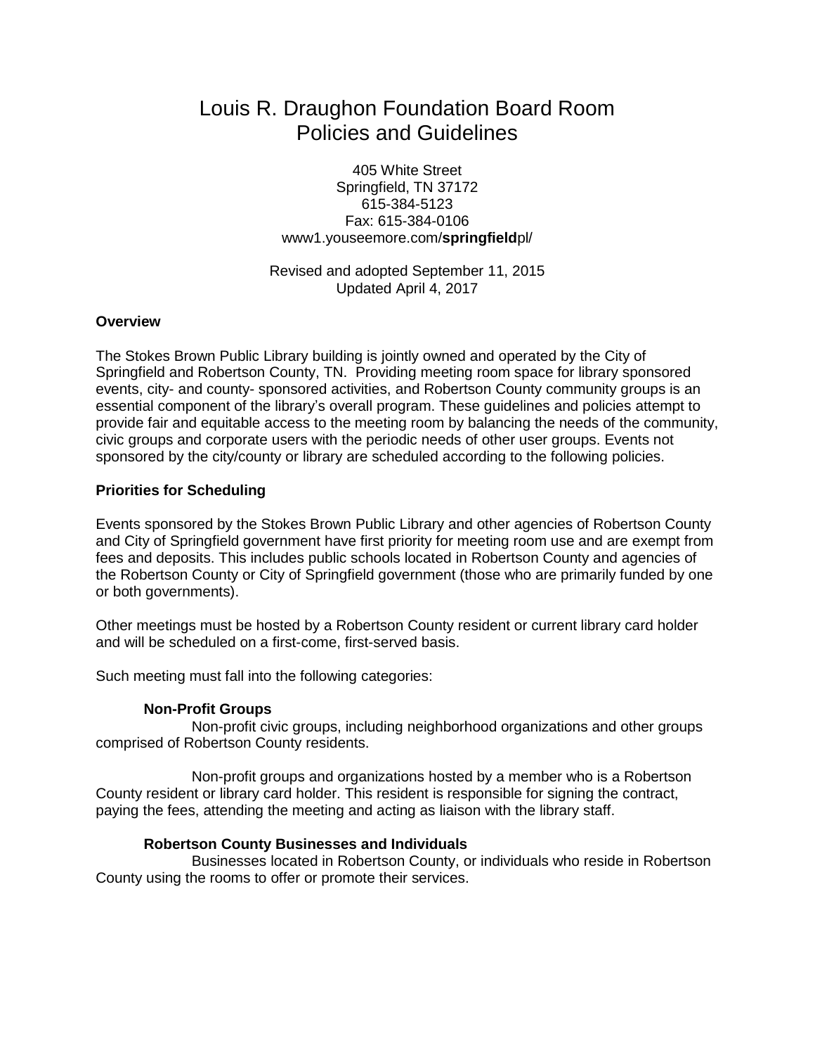# Louis R. Draughon Foundation Board Room Policies and Guidelines

405 White Street
Springfield, TN 37172
615-384-5123
Fax: 615-384-0106
www1.youseemore.com/**springfield**pl/

Revised and adopted September 11, 2015
Updated April 4, 2017

**Overview**

The Stokes Brown Public Library building is jointly owned and operated by the City of Springfield and Robertson County, TN. Providing meeting room space for library sponsored events, city- and county- sponsored activities, and Robertson County community groups is an essential component of the library's overall program. These guidelines and policies attempt to provide fair and equitable access to the meeting room by balancing the needs of the community, civic groups and corporate users with the periodic needs of other user groups. Events not sponsored by the city/county or library are scheduled according to the following policies.

**Priorities for Scheduling**

Events sponsored by the Stokes Brown Public Library and other agencies of Robertson County and City of Springfield government have first priority for meeting room use and are exempt from fees and deposits. This includes public schools located in Robertson County and agencies of the Robertson County or City of Springfield government (those who are primarily funded by one or both governments).

Other meetings must be hosted by a Robertson County resident or current library card holder and will be scheduled on a first-come, first-served basis.

Such meeting must fall into the following categories:

**Non-Profit Groups**

Non-profit civic groups, including neighborhood organizations and other groups comprised of Robertson County residents.

Non-profit groups and organizations hosted by a member who is a Robertson County resident or library card holder. This resident is responsible for signing the contract, paying the fees, attending the meeting and acting as liaison with the library staff.

**Robertson County Businesses and Individuals**

Businesses located in Robertson County, or individuals who reside in Robertson County using the rooms to offer or promote their services.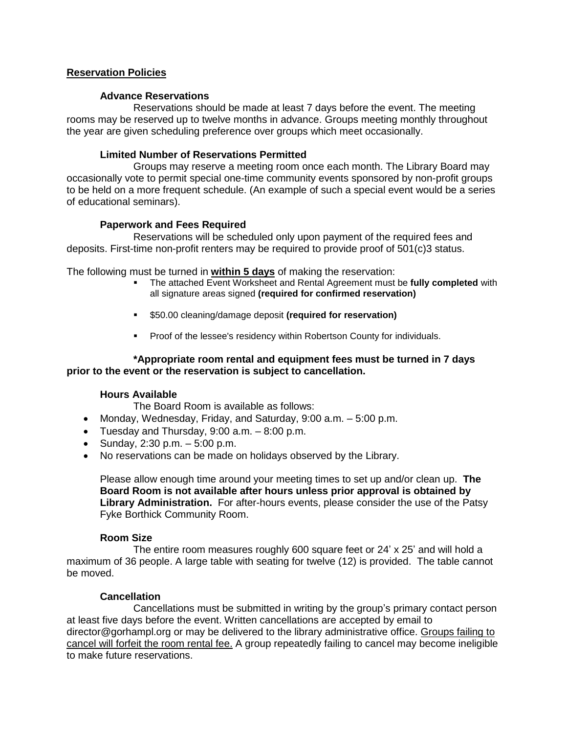## Reservation Policies

### Advance Reservations

Reservations should be made at least 7 days before the event. The meeting rooms may be reserved up to twelve months in advance. Groups meeting monthly throughout the year are given scheduling preference over groups which meet occasionally.

### Limited Number of Reservations Permitted

Groups may reserve a meeting room once each month. The Library Board may occasionally vote to permit special one-time community events sponsored by non-profit groups to be held on a more frequent schedule. (An example of such a special event would be a series of educational seminars).

### Paperwork and Fees Required

Reservations will be scheduled only upon payment of the required fees and deposits. First-time non-profit renters may be required to provide proof of 501(c)3 status.

The following must be turned in **within 5 days** of making the reservation:

- The attached Event Worksheet and Rental Agreement must be **fully completed** with all signature areas signed **(required for confirmed reservation)**
- $50.00 cleaning/damage deposit **(required for reservation)**
- Proof of the lessee's residency within Robertson County for individuals.

**\*Appropriate room rental and equipment fees must be turned in 7 days prior to the event or the reservation is subject to cancellation.**

### Hours Available

The Board Room is available as follows:

- Monday, Wednesday, Friday, and Saturday, 9:00 a.m. – 5:00 p.m.
- Tuesday and Thursday, 9:00 a.m. – 8:00 p.m.
- Sunday, 2:30 p.m. – 5:00 p.m.
- No reservations can be made on holidays observed by the Library.

Please allow enough time around your meeting times to set up and/or clean up. **The Board Room is not available after hours unless prior approval is obtained by Library Administration.** For after-hours events, please consider the use of the Patsy Fyke Borthick Community Room.

### Room Size

The entire room measures roughly 600 square feet or 24' x 25' and will hold a maximum of 36 people. A large table with seating for twelve (12) is provided. The table cannot be moved.

### Cancellation

Cancellations must be submitted in writing by the group's primary contact person at least five days before the event. Written cancellations are accepted by email to director@gorhampl.org or may be delivered to the library administrative office. Groups failing to cancel will forfeit the room rental fee. A group repeatedly failing to cancel may become ineligible to make future reservations.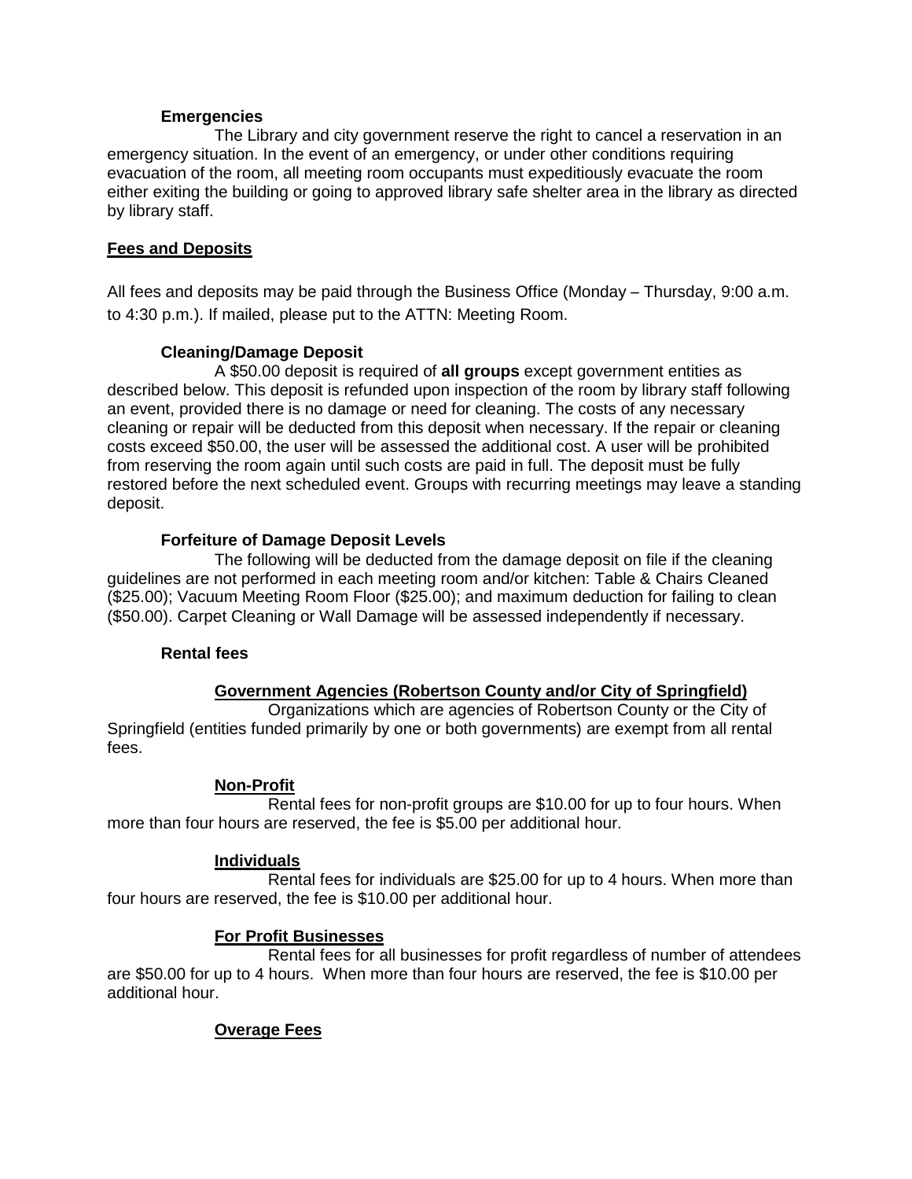**Emergencies**

The Library and city government reserve the right to cancel a reservation in an emergency situation. In the event of an emergency, or under other conditions requiring evacuation of the room, all meeting room occupants must expeditiously evacuate the room either exiting the building or going to approved library safe shelter area in the library as directed by library staff.

## Fees and Deposits

All fees and deposits may be paid through the Business Office (Monday – Thursday, 9:00 a.m. to 4:30 p.m.). If mailed, please put to the ATTN: Meeting Room.

**Cleaning/Damage Deposit**

A $50.00 deposit is required of **all groups** except government entities as described below. This deposit is refunded upon inspection of the room by library staff following an event, provided there is no damage or need for cleaning. The costs of any necessary cleaning or repair will be deducted from this deposit when necessary. If the repair or cleaning costs exceed $50.00, the user will be assessed the additional cost. A user will be prohibited from reserving the room again until such costs are paid in full. The deposit must be fully restored before the next scheduled event. Groups with recurring meetings may leave a standing deposit.

**Forfeiture of Damage Deposit Levels**

The following will be deducted from the damage deposit on file if the cleaning guidelines are not performed in each meeting room and/or kitchen: Table & Chairs Cleaned ($25.00); Vacuum Meeting Room Floor ($25.00); and maximum deduction for failing to clean ($50.00). Carpet Cleaning or Wall Damage will be assessed independently if necessary.

**Rental fees**

**Government Agencies (Robertson County and/or City of Springfield)**

Organizations which are agencies of Robertson County or the City of Springfield (entities funded primarily by one or both governments) are exempt from all rental fees.

**Non-Profit**

Rental fees for non-profit groups are $10.00 for up to four hours. When more than four hours are reserved, the fee is $5.00 per additional hour.

**Individuals**

Rental fees for individuals are $25.00 for up to 4 hours. When more than four hours are reserved, the fee is $10.00 per additional hour.

**For Profit Businesses**

Rental fees for all businesses for profit regardless of number of attendees are $50.00 for up to 4 hours. When more than four hours are reserved, the fee is $10.00 per additional hour.

**Overage Fees**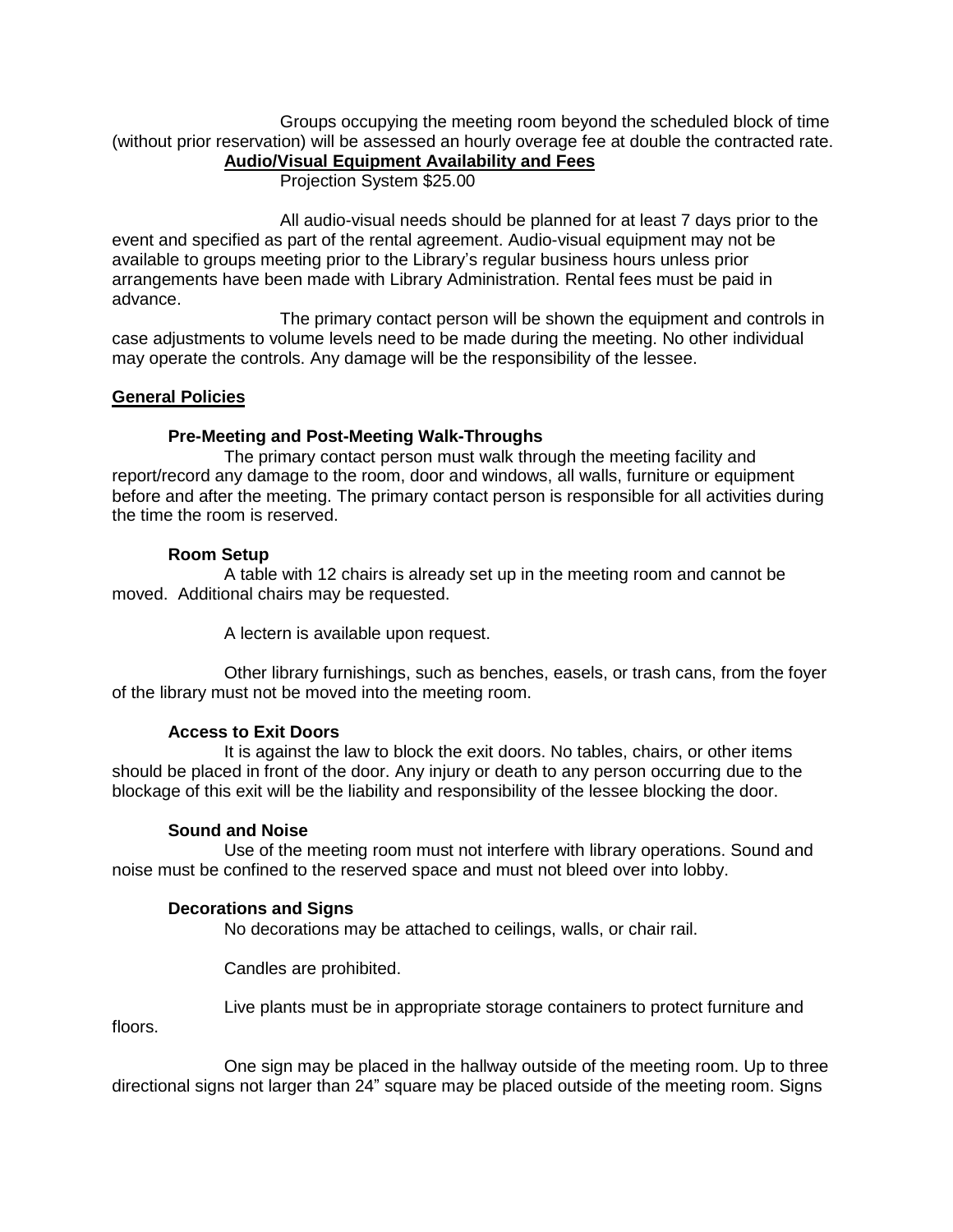Groups occupying the meeting room beyond the scheduled block of time (without prior reservation) will be assessed an hourly overage fee at double the contracted rate.

**Audio/Visual Equipment Availability and Fees**

Projection System $25.00

All audio-visual needs should be planned for at least 7 days prior to the event and specified as part of the rental agreement. Audio-visual equipment may not be available to groups meeting prior to the Library's regular business hours unless prior arrangements have been made with Library Administration. Rental fees must be paid in advance.

The primary contact person will be shown the equipment and controls in case adjustments to volume levels need to be made during the meeting. No other individual may operate the controls. Any damage will be the responsibility of the lessee.

## General Policies

### Pre-Meeting and Post-Meeting Walk-Throughs

The primary contact person must walk through the meeting facility and report/record any damage to the room, door and windows, all walls, furniture or equipment before and after the meeting. The primary contact person is responsible for all activities during the time the room is reserved.

### Room Setup

A table with 12 chairs is already set up in the meeting room and cannot be moved. Additional chairs may be requested.

A lectern is available upon request.

Other library furnishings, such as benches, easels, or trash cans, from the foyer of the library must not be moved into the meeting room.

### Access to Exit Doors

It is against the law to block the exit doors. No tables, chairs, or other items should be placed in front of the door. Any injury or death to any person occurring due to the blockage of this exit will be the liability and responsibility of the lessee blocking the door.

### Sound and Noise

Use of the meeting room must not interfere with library operations. Sound and noise must be confined to the reserved space and must not bleed over into lobby.

### Decorations and Signs

No decorations may be attached to ceilings, walls, or chair rail.

Candles are prohibited.

Live plants must be in appropriate storage containers to protect furniture and floors.

One sign may be placed in the hallway outside of the meeting room. Up to three directional signs not larger than 24" square may be placed outside of the meeting room. Signs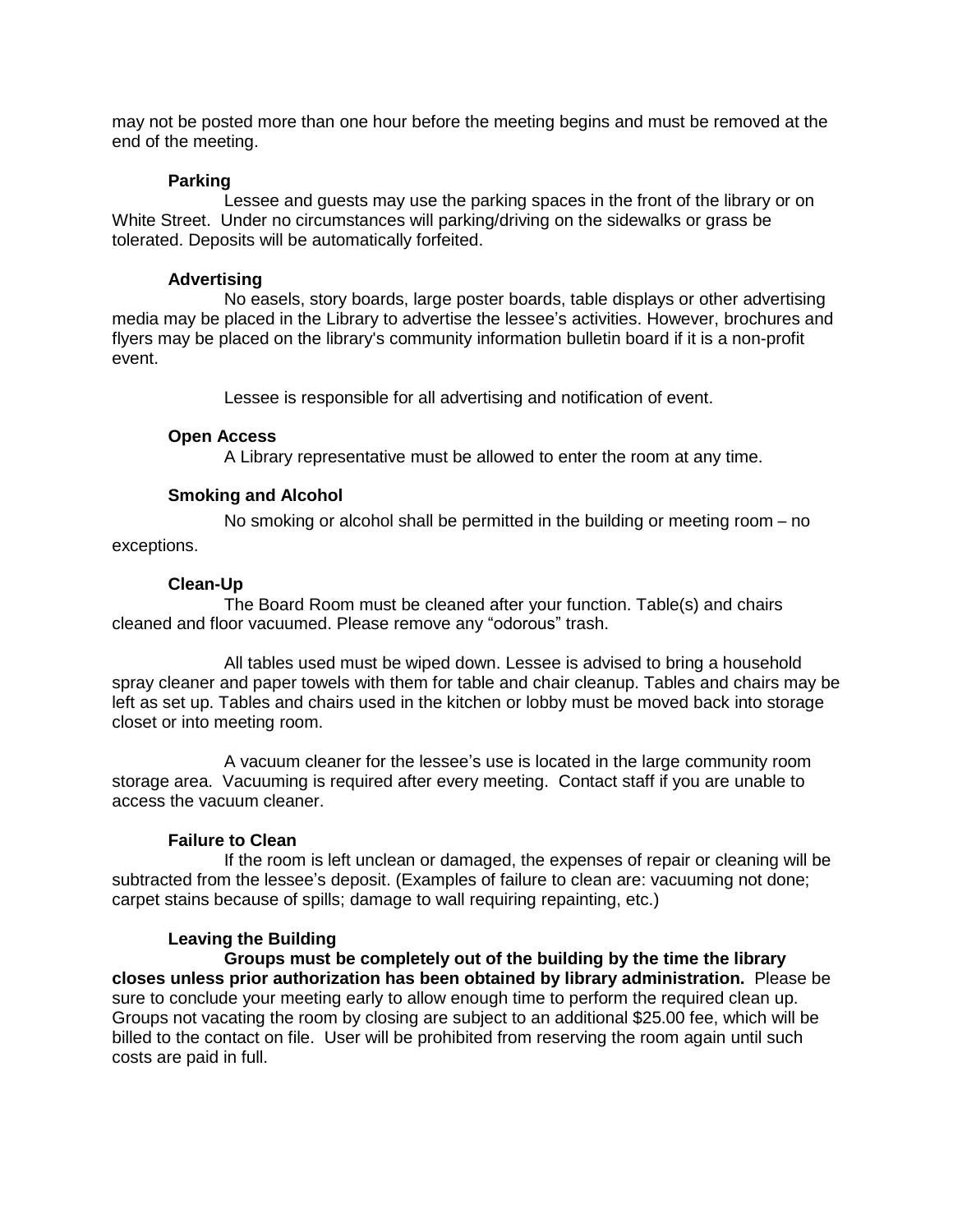may not be posted more than one hour before the meeting begins and must be removed at the end of the meeting.

**Parking**

Lessee and guests may use the parking spaces in the front of the library or on White Street. Under no circumstances will parking/driving on the sidewalks or grass be tolerated. Deposits will be automatically forfeited.

**Advertising**

No easels, story boards, large poster boards, table displays or other advertising media may be placed in the Library to advertise the lessee's activities. However, brochures and flyers may be placed on the library's community information bulletin board if it is a non-profit event.

Lessee is responsible for all advertising and notification of event.

**Open Access**

A Library representative must be allowed to enter the room at any time.

**Smoking and Alcohol**

No smoking or alcohol shall be permitted in the building or meeting room – no exceptions.

**Clean-Up**

The Board Room must be cleaned after your function. Table(s) and chairs cleaned and floor vacuumed. Please remove any "odorous" trash.

All tables used must be wiped down. Lessee is advised to bring a household spray cleaner and paper towels with them for table and chair cleanup. Tables and chairs may be left as set up. Tables and chairs used in the kitchen or lobby must be moved back into storage closet or into meeting room.

A vacuum cleaner for the lessee's use is located in the large community room storage area. Vacuuming is required after every meeting. Contact staff if you are unable to access the vacuum cleaner.

**Failure to Clean**

If the room is left unclean or damaged, the expenses of repair or cleaning will be subtracted from the lessee's deposit. (Examples of failure to clean are: vacuuming not done; carpet stains because of spills; damage to wall requiring repainting, etc.)

**Leaving the Building**

**Groups must be completely out of the building by the time the library closes unless prior authorization has been obtained by library administration.** Please be sure to conclude your meeting early to allow enough time to perform the required clean up. Groups not vacating the room by closing are subject to an additional $25.00 fee, which will be billed to the contact on file. User will be prohibited from reserving the room again until such costs are paid in full.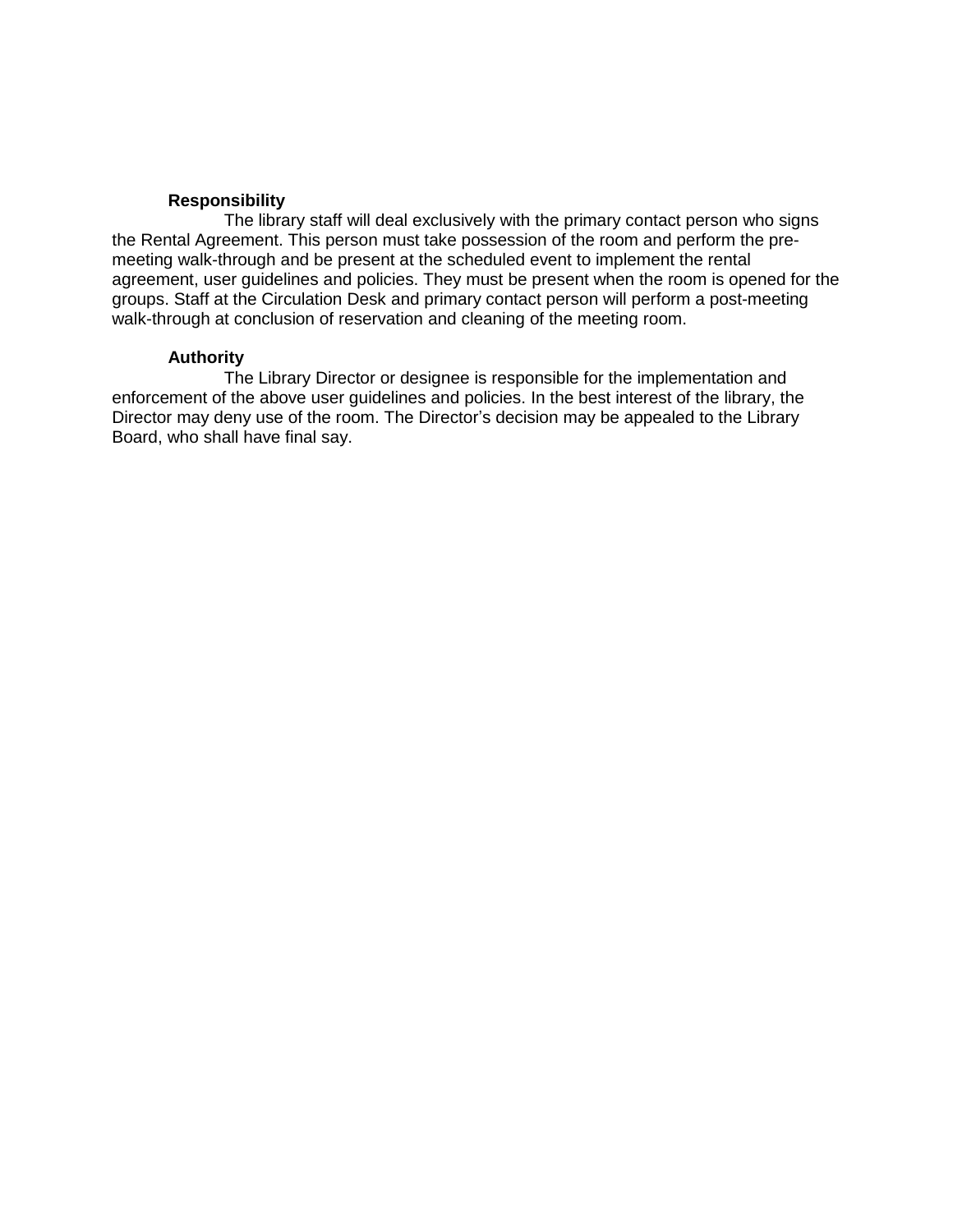**Responsibility**

The library staff will deal exclusively with the primary contact person who signs the Rental Agreement. This person must take possession of the room and perform the pre-meeting walk-through and be present at the scheduled event to implement the rental agreement, user guidelines and policies. They must be present when the room is opened for the groups. Staff at the Circulation Desk and primary contact person will perform a post-meeting walk-through at conclusion of reservation and cleaning of the meeting room.

**Authority**

The Library Director or designee is responsible for the implementation and enforcement of the above user guidelines and policies. In the best interest of the library, the Director may deny use of the room. The Director's decision may be appealed to the Library Board, who shall have final say.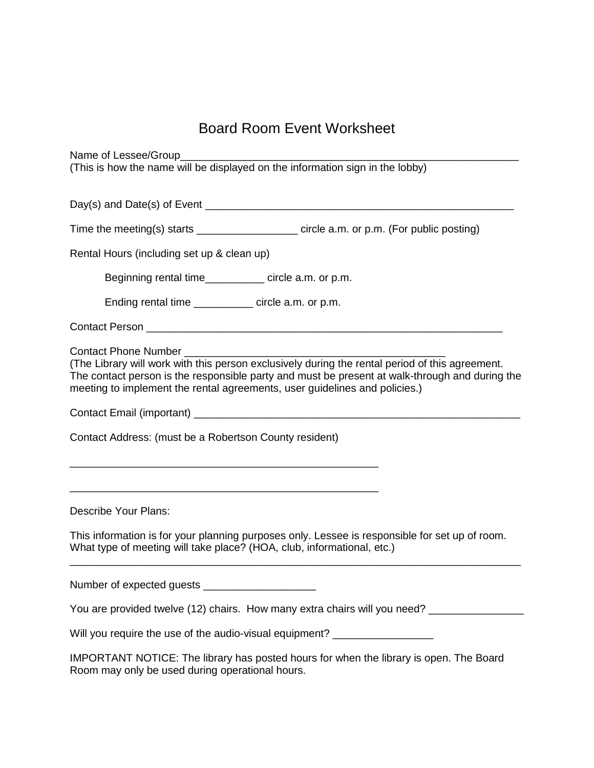# Board Room Event Worksheet

Name of Lessee/Group____________________________________________________________
(This is how the name will be displayed on the information sign in the lobby)

Day(s) and Date(s) of Event ______________________________________________________

Time the meeting(s) starts _________________ circle a.m. or p.m. (For public posting)

Rental Hours (including set up & clean up)

Beginning rental time__________ circle a.m. or p.m.

Ending rental time __________ circle a.m. or p.m.

Contact Person _______________________________________________________________

Contact Phone Number _____________________________________________
(The Library will work with this person exclusively during the rental period of this agreement. The contact person is the responsible party and must be present at walk-through and during the meeting to implement the rental agreements, user guidelines and policies.)

Contact Email (important) _________________________________________________________

Contact Address: (must be a Robertson County resident)

_____________________________________________________

_____________________________________________________

Describe Your Plans:

This information is for your planning purposes only. Lessee is responsible for set up of room. What type of meeting will take place? (HOA, club, informational, etc.)
______________________________________________________________________________

Number of expected guests ___________________

You are provided twelve (12) chairs. How many extra chairs will you need? ________________

Will you require the use of the audio-visual equipment? _________________

IMPORTANT NOTICE: The library has posted hours for when the library is open. The Board Room may only be used during operational hours.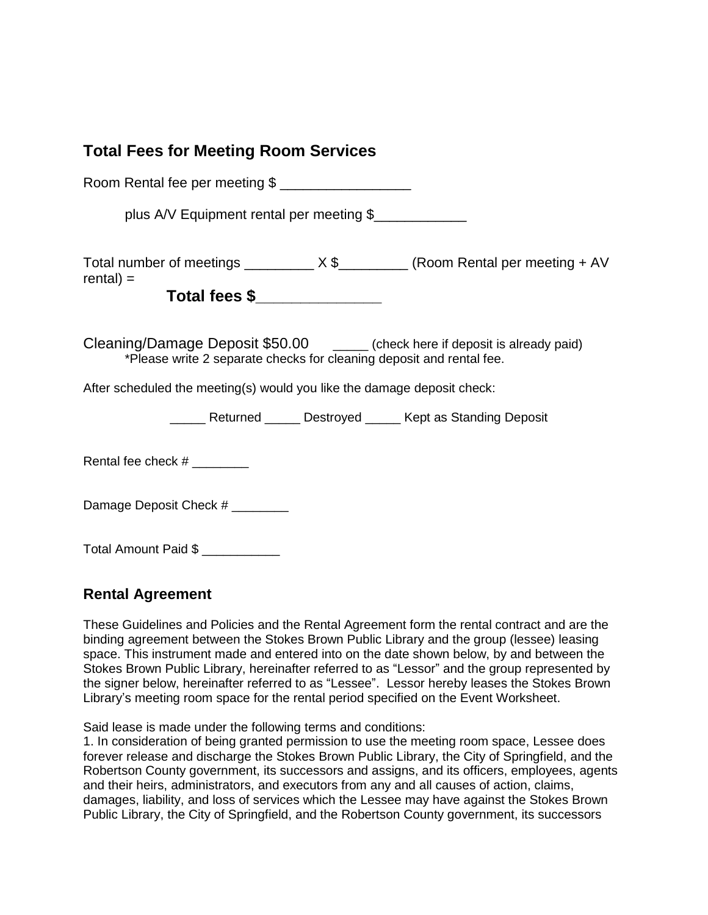## Total Fees for Meeting Room Services

Room Rental fee per meeting $ _________________

plus A/V Equipment rental per meeting $____________

Total number of meetings _________ X $_________ (Room Rental per meeting + AV rental) =

**Total fees $_______________**

Cleaning/Damage Deposit $50.00 _____ (check here if deposit is already paid)

*Please write 2 separate checks for cleaning deposit and rental fee.

After scheduled the meeting(s) would you like the damage deposit check:

_____ Returned _____ Destroyed _____ Kept as Standing Deposit

Rental fee check # ________

Damage Deposit Check # ________

Total Amount Paid $ ___________

## Rental Agreement

These Guidelines and Policies and the Rental Agreement form the rental contract and are the binding agreement between the Stokes Brown Public Library and the group (lessee) leasing space. This instrument made and entered into on the date shown below, by and between the Stokes Brown Public Library, hereinafter referred to as "Lessor" and the group represented by the signer below, hereinafter referred to as "Lessee". Lessor hereby leases the Stokes Brown Library's meeting room space for the rental period specified on the Event Worksheet.

Said lease is made under the following terms and conditions:

1. In consideration of being granted permission to use the meeting room space, Lessee does forever release and discharge the Stokes Brown Public Library, the City of Springfield, and the Robertson County government, its successors and assigns, and its officers, employees, agents and their heirs, administrators, and executors from any and all causes of action, claims, damages, liability, and loss of services which the Lessee may have against the Stokes Brown Public Library, the City of Springfield, and the Robertson County government, its successors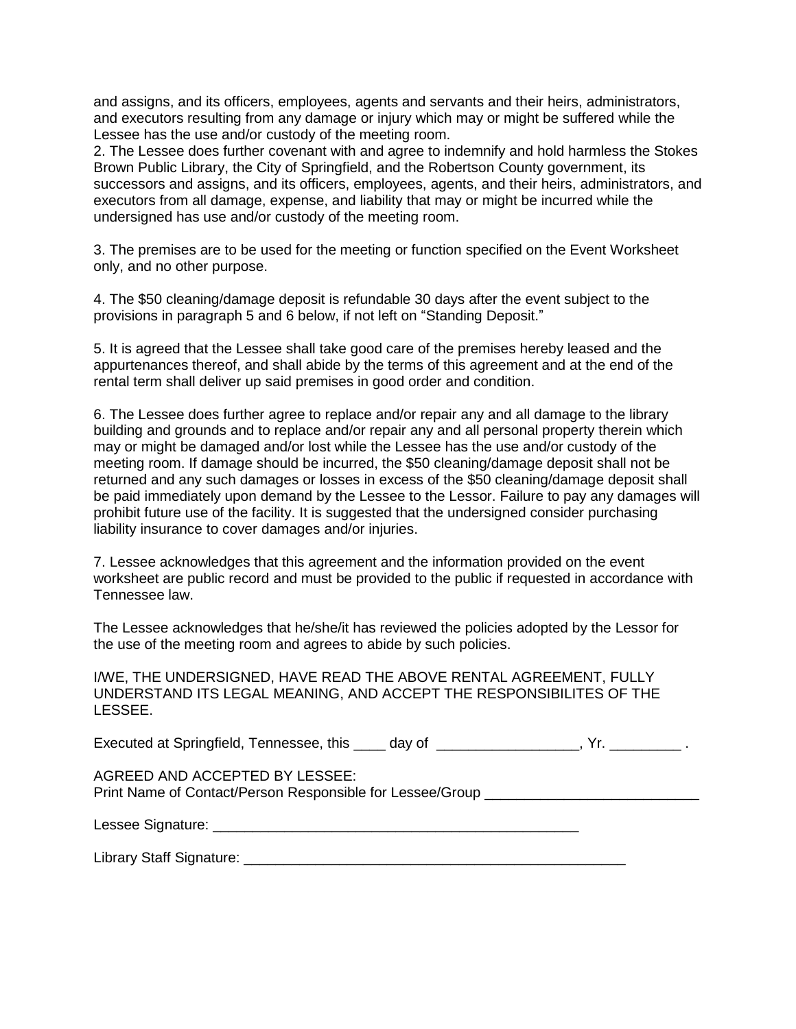and assigns, and its officers, employees, agents and servants and their heirs, administrators, and executors resulting from any damage or injury which may or might be suffered while the Lessee has the use and/or custody of the meeting room.

2. The Lessee does further covenant with and agree to indemnify and hold harmless the Stokes Brown Public Library, the City of Springfield, and the Robertson County government, its successors and assigns, and its officers, employees, agents, and their heirs, administrators, and executors from all damage, expense, and liability that may or might be incurred while the undersigned has use and/or custody of the meeting room.

3. The premises are to be used for the meeting or function specified on the Event Worksheet only, and no other purpose.

4. The $50 cleaning/damage deposit is refundable 30 days after the event subject to the provisions in paragraph 5 and 6 below, if not left on "Standing Deposit."

5. It is agreed that the Lessee shall take good care of the premises hereby leased and the appurtenances thereof, and shall abide by the terms of this agreement and at the end of the rental term shall deliver up said premises in good order and condition.

6. The Lessee does further agree to replace and/or repair any and all damage to the library building and grounds and to replace and/or repair any and all personal property therein which may or might be damaged and/or lost while the Lessee has the use and/or custody of the meeting room. If damage should be incurred, the $50 cleaning/damage deposit shall not be returned and any such damages or losses in excess of the $50 cleaning/damage deposit shall be paid immediately upon demand by the Lessee to the Lessor. Failure to pay any damages will prohibit future use of the facility. It is suggested that the undersigned consider purchasing liability insurance to cover damages and/or injuries.

7. Lessee acknowledges that this agreement and the information provided on the event worksheet are public record and must be provided to the public if requested in accordance with Tennessee law.

The Lessee acknowledges that he/she/it has reviewed the policies adopted by the Lessor for the use of the meeting room and agrees to abide by such policies.

I/WE, THE UNDERSIGNED, HAVE READ THE ABOVE RENTAL AGREEMENT, FULLY UNDERSTAND ITS LEGAL MEANING, AND ACCEPT THE RESPONSIBILITES OF THE LESSEE.

Executed at Springfield, Tennessee, this ____ day of __________________, Yr. _________ .

AGREED AND ACCEPTED BY LESSEE:
Print Name of Contact/Person Responsible for Lessee/Group ___________________________

Lessee Signature: _______________________________________________

Library Staff Signature: __________________________________________________